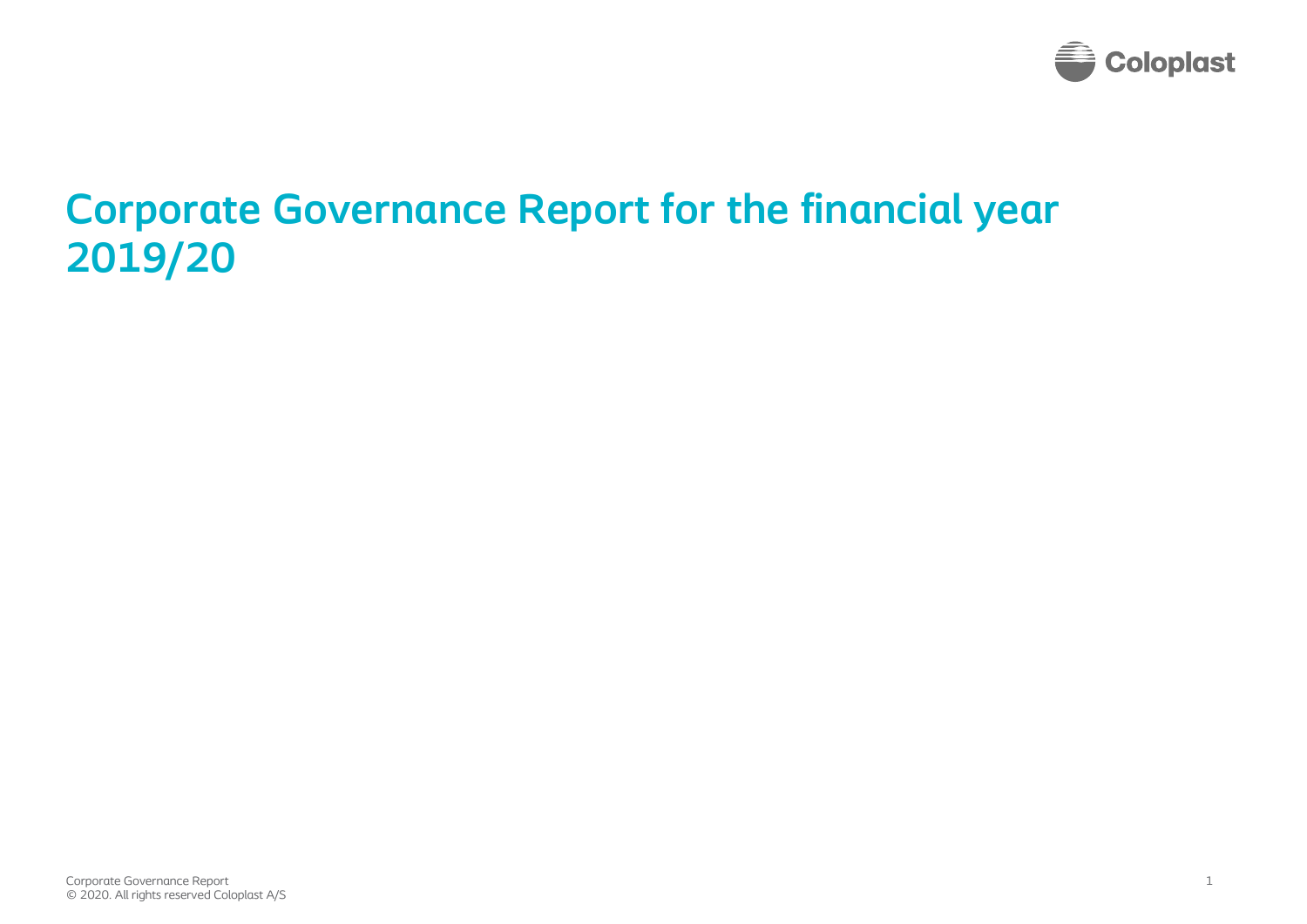# Corporate Governance Report for the financial year 2019/20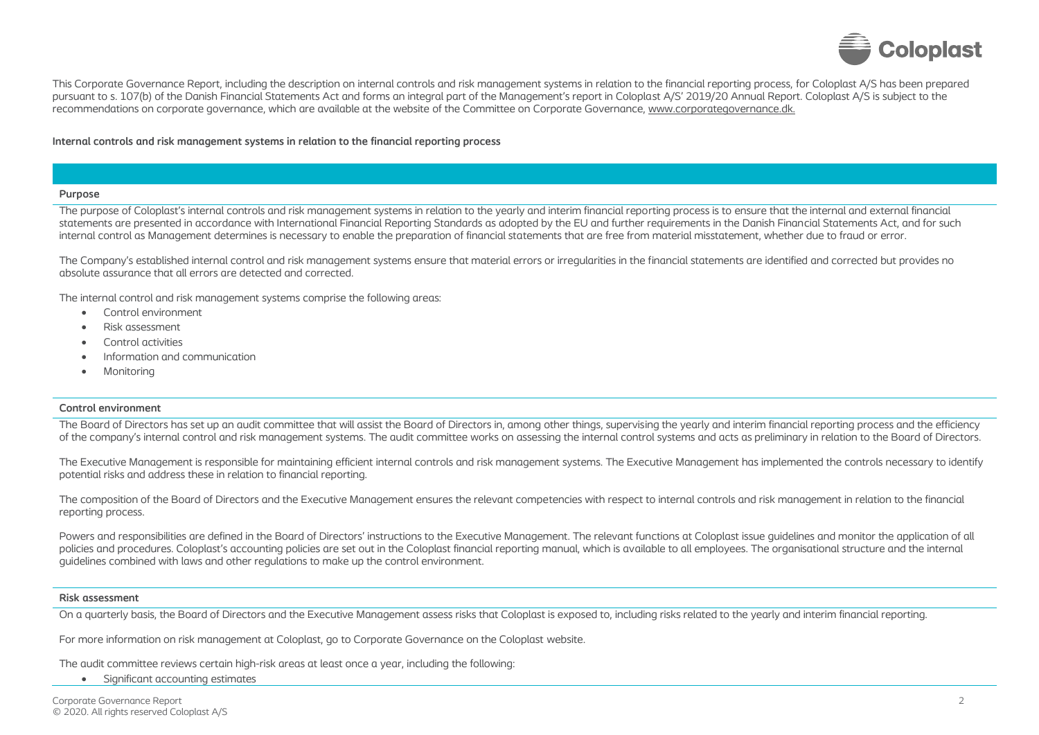This Corporate Governance Report, including the description on internal controls and risk management systems in relation to the financial reporting process, for Coloplast A/S has been prepared pursuant to s. 107(b) of the Danish Financial Statements Act and forms an integral part of the Management's report in Coloplast A/S' 2019/20 Annual Report. Coloplast A/S is subject to the recommendations on corporate governance, which are available at the website of the Committee on Corporate Governance, www.corporategovernance.dk.

**Internal controls and risk management systems in relation to the financial reporting process**

### Purpose

The purpose of Coloplast's internal controls and risk management systems in relation to the yearly and interim financial reporting process is to ensure that the internal and external financial statements are presented in accordance with International Financial Reporting Standards as adopted by the EU and further requirements in the Danish Financial Statements Act, and for such internal control as Management determines is necessary to enable the preparation of financial statements that are free from material misstatement, whether due to fraud or error.

The Company's established internal control and risk management systems ensure that material errors or irregularities in the financial statements are identified and corrected but provides no absolute assurance that all errors are detected and corrected.

The internal control and risk management systems comprise the following areas:

- Control environment
- Risk assessment
- Control activities
- Information and communication
- Monitoring

### Control environment

The Board of Directors has set up an audit committee that will assist the Board of Directors in, among other things, supervising the yearly and interim financial reporting process and the efficiency of the company's internal control and risk management systems. The audit committee works on assessing the internal control systems and acts as preliminary in relation to the Board of Directors.

The Executive Management is responsible for maintaining efficient internal controls and risk management systems. The Executive Management has implemented the controls necessary to identify potential risks and address these in relation to financial reporting.

The composition of the Board of Directors and the Executive Management ensures the relevant competencies with respect to internal controls and risk management in relation to the financial reporting process.

Powers and responsibilities are defined in the Board of Directors' instructions to the Executive Management. The relevant functions at Coloplast issue guidelines and monitor the application of all policies and procedures. Coloplast's accounting policies are set out in the Coloplast financial reporting manual, which is available to all employees. The organisational structure and the internal guidelines combined with laws and other regulations to make up the control environment.

### Risk assessment

On a quarterly basis, the Board of Directors and the Executive Management assess risks that Coloplast is exposed to, including risks related to the yearly and interim financial reporting.

For more information on risk management at Coloplast, go to Corporate Governance on the Coloplast website.

The audit committee reviews certain high-risk areas at least once a year, including the following:

- Significant accounting estimates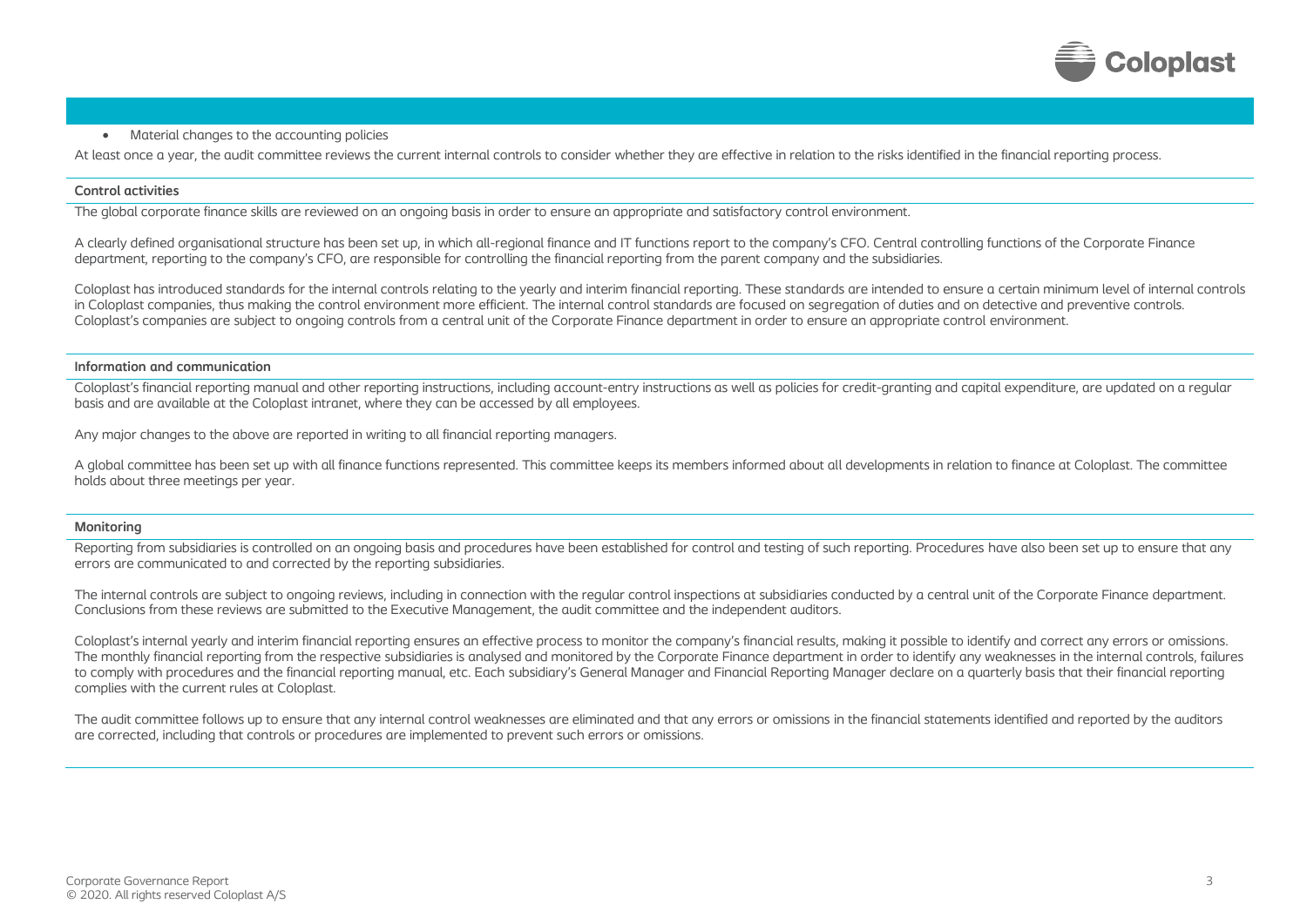- Material changes to the accounting policies

At least once a year, the audit committee reviews the current internal controls to consider whether they are effective in relation to the risks identified in the financial reporting process.

### Control activities

The global corporate finance skills are reviewed on an ongoing basis in order to ensure an appropriate and satisfactory control environment.

A clearly defined organisational structure has been set up, in which all-regional finance and IT functions report to the company's CFO. Central controlling functions of the Corporate Finance department, reporting to the company's CFO, are responsible for controlling the financial reporting from the parent company and the subsidiaries.

Coloplast has introduced standards for the internal controls relating to the yearly and interim financial reporting. These standards are intended to ensure a certain minimum level of internal controls in Coloplast companies, thus making the control environment more efficient. The internal control standards are focused on segregation of duties and on detective and preventive controls. Coloplast's companies are subject to ongoing controls from a central unit of the Corporate Finance department in order to ensure an appropriate control environment.

### Information and communication

Coloplast's financial reporting manual and other reporting instructions, including account-entry instructions as well as policies for credit-granting and capital expenditure, are updated on a regular basis and are available at the Coloplast intranet, where they can be accessed by all employees.

Any major changes to the above are reported in writing to all financial reporting managers.

A global committee has been set up with all finance functions represented. This committee keeps its members informed about all developments in relation to finance at Coloplast. The committee holds about three meetings per year.

### Monitoring

Reporting from subsidiaries is controlled on an ongoing basis and procedures have been established for control and testing of such reporting. Procedures have also been set up to ensure that any errors are communicated to and corrected by the reporting subsidiaries.

The internal controls are subject to ongoing reviews, including in connection with the regular control inspections at subsidiaries conducted by a central unit of the Corporate Finance department. Conclusions from these reviews are submitted to the Executive Management, the audit committee and the independent auditors.

Coloplast's internal yearly and interim financial reporting ensures an effective process to monitor the company's financial results, making it possible to identify and correct any errors or omissions. The monthly financial reporting from the respective subsidiaries is analysed and monitored by the Corporate Finance department in order to identify any weaknesses in the internal controls, failures to comply with procedures and the financial reporting manual, etc. Each subsidiary's General Manager and Financial Reporting Manager declare on a quarterly basis that their financial reporting complies with the current rules at Coloplast.

The audit committee follows up to ensure that any internal control weaknesses are eliminated and that any errors or omissions in the financial statements identified and reported by the auditors are corrected, including that controls or procedures are implemented to prevent such errors or omissions.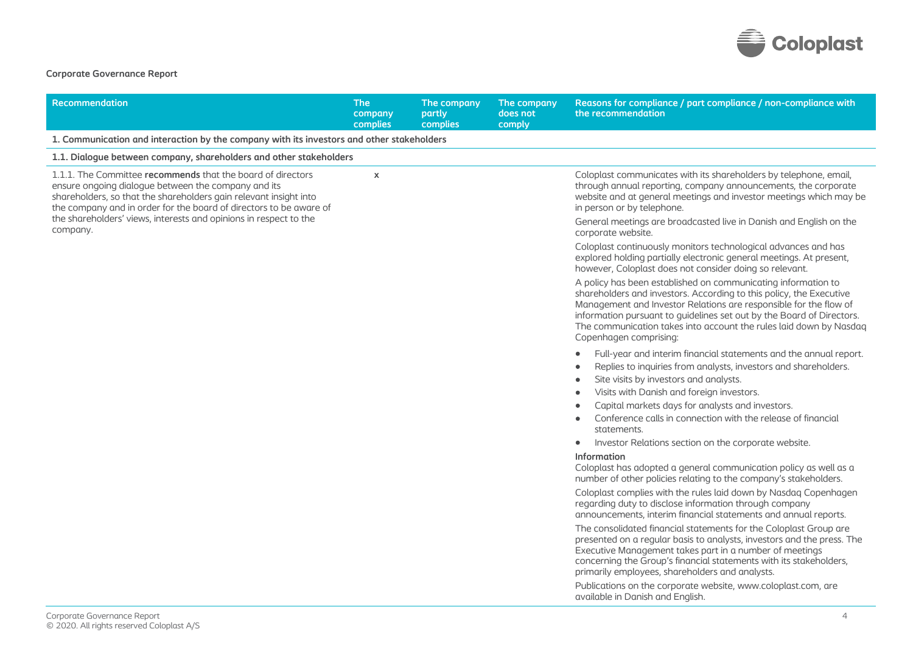**Corporate Governance Report**

| Recommendation | The company complies | The company partly complies | The company does not comply | Reasons for compliance / part compliance / non-compliance with the recommendation |
|---|---|---|---|---|
| **1. Communication and interaction by the company with its investors and other stakeholders** | | | | |
| **1.1. Dialogue between company, shareholders and other stakeholders** | | | | |
| 1.1.1. The Committee **recommends** that the board of directors ensure ongoing dialogue between the company and its shareholders, so that the shareholders gain relevant insight into the company and in order for the board of directors to be aware of the shareholders' views, interests and opinions in respect to the company. | x | | | Coloplast communicates with its shareholders by telephone, email, through annual reporting, company announcements, the corporate website and at general meetings and investor meetings which may be in person or by telephone.<br><br>General meetings are broadcasted live in Danish and English on the corporate website.<br><br>Coloplast continuously monitors technological advances and has explored holding partially electronic general meetings. At present, however, Coloplast does not consider doing so relevant.<br><br>A policy has been established on communicating information to shareholders and investors. According to this policy, the Executive Management and Investor Relations are responsible for the flow of information pursuant to guidelines set out by the Board of Directors. The communication takes into account the rules laid down by Nasdaq Copenhagen comprising:<br><br>• Full-year and interim financial statements and the annual report.<br>• Replies to inquiries from analysts, investors and shareholders.<br>• Site visits by investors and analysts.<br>• Visits with Danish and foreign investors.<br>• Capital markets days for analysts and investors.<br>• Conference calls in connection with the release of financial statements.<br>• Investor Relations section on the corporate website.<br><br>**Information**<br>Coloplast has adopted a general communication policy as well as a number of other policies relating to the company's stakeholders.<br><br>Coloplast complies with the rules laid down by Nasdaq Copenhagen regarding duty to disclose information through company announcements, interim financial statements and annual reports.<br><br>The consolidated financial statements for the Coloplast Group are presented on a regular basis to analysts, investors and the press. The Executive Management takes part in a number of meetings concerning the Group's financial statements with its stakeholders, primarily employees, shareholders and analysts.<br><br>Publications on the corporate website, www.coloplast.com, are available in Danish and English. |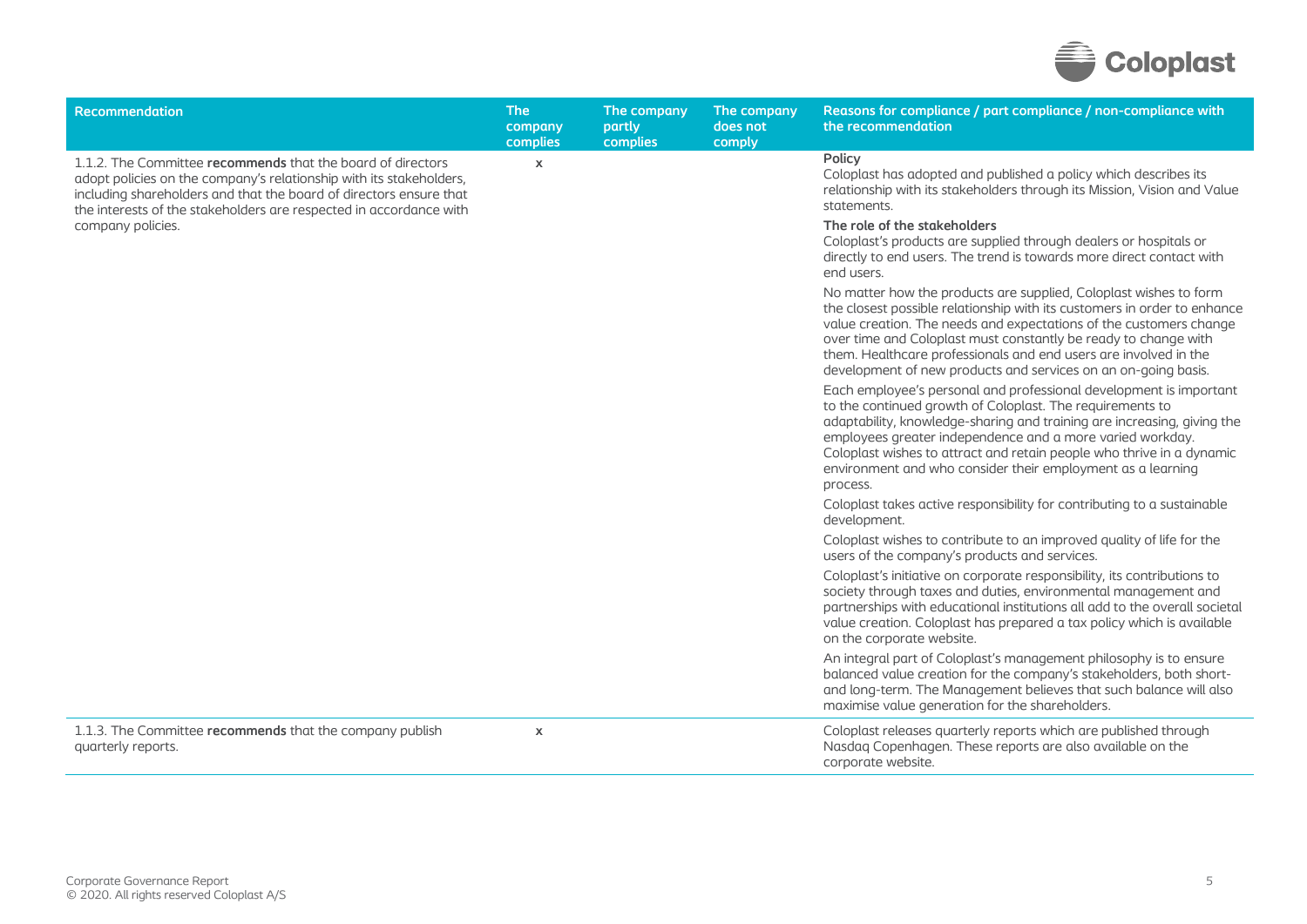| Recommendation | The company complies | The company partly complies | The company does not comply | Reasons for compliance / part compliance / non-compliance with the recommendation |
|---|---|---|---|---|
| 1.1.2. The Committee **recommends** that the board of directors adopt policies on the company's relationship with its stakeholders, including shareholders and that the board of directors ensure that the interests of the stakeholders are respected in accordance with company policies. | x | | | **Policy**<br>Coloplast has adopted and published a policy which describes its relationship with its stakeholders through its Mission, Vision and Value statements.<br>**The role of the stakeholders**<br>Coloplast's products are supplied through dealers or hospitals or directly to end users. The trend is towards more direct contact with end users.<br>No matter how the products are supplied, Coloplast wishes to form the closest possible relationship with its customers in order to enhance value creation. The needs and expectations of the customers change over time and Coloplast must constantly be ready to change with them. Healthcare professionals and end users are involved in the development of new products and services on an on-going basis.<br>Each employee's personal and professional development is important to the continued growth of Coloplast. The requirements to adaptability, knowledge-sharing and training are increasing, giving the employees greater independence and a more varied workday. Coloplast wishes to attract and retain people who thrive in a dynamic environment and who consider their employment as a learning process.<br>Coloplast takes active responsibility for contributing to a sustainable development.<br>Coloplast wishes to contribute to an improved quality of life for the users of the company's products and services.<br>Coloplast's initiative on corporate responsibility, its contributions to society through taxes and duties, environmental management and partnerships with educational institutions all add to the overall societal value creation. Coloplast has prepared a tax policy which is available on the corporate website.<br>An integral part of Coloplast's management philosophy is to ensure balanced value creation for the company's stakeholders, both short- and long-term. The Management believes that such balance will also maximise value generation for the shareholders. |
| 1.1.3. The Committee **recommends** that the company publish quarterly reports. | x | | | Coloplast releases quarterly reports which are published through Nasdaq Copenhagen. These reports are also available on the corporate website. |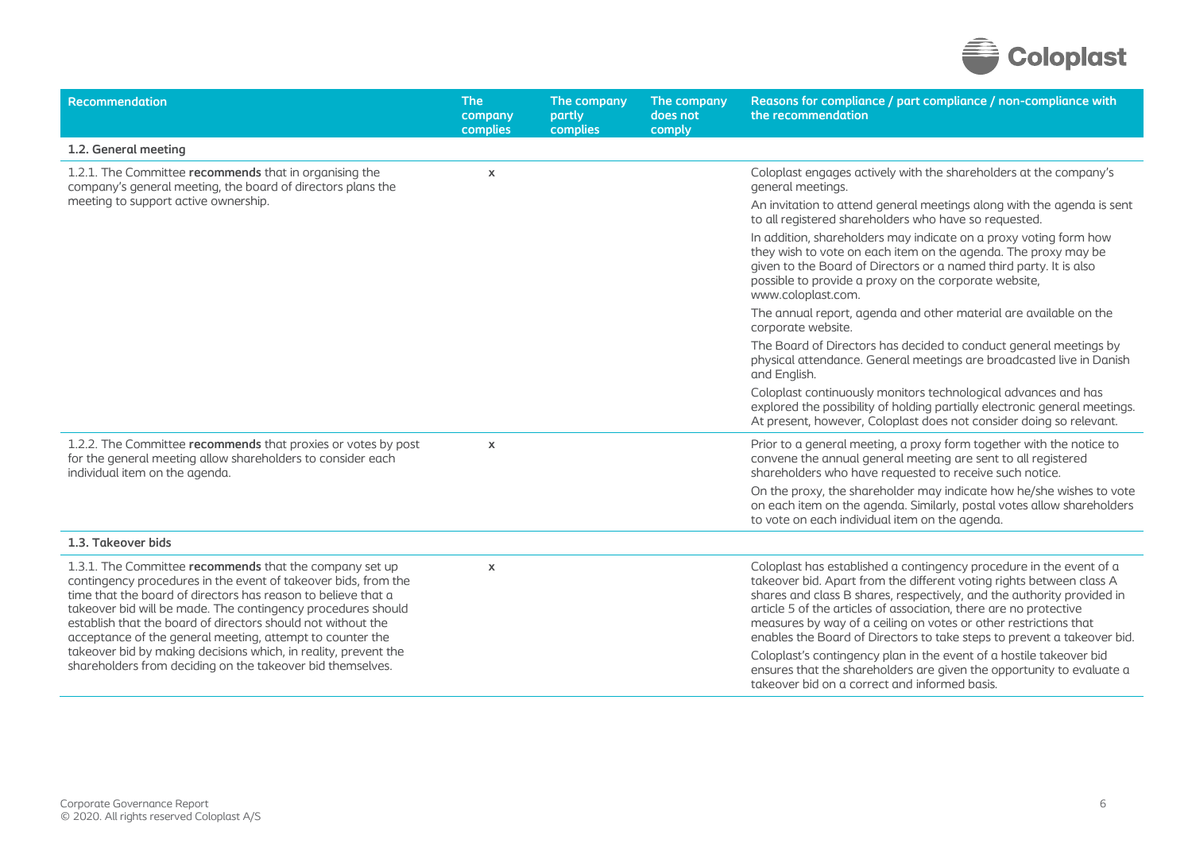| Recommendation | The company complies | The company partly complies | The company does not comply | Reasons for compliance / part compliance / non-compliance with the recommendation |
|---|---|---|---|---|
| **1.2. General meeting** | | | | |
| 1.2.1. The Committee **recommends** that in organising the company's general meeting, the board of directors plans the meeting to support active ownership. | x | | | Coloplast engages actively with the shareholders at the company's general meetings.<br><br>An invitation to attend general meetings along with the agenda is sent to all registered shareholders who have so requested.<br><br>In addition, shareholders may indicate on a proxy voting form how they wish to vote on each item on the agenda. The proxy may be given to the Board of Directors or a named third party. It is also possible to provide a proxy on the corporate website, www.coloplast.com.<br><br>The annual report, agenda and other material are available on the corporate website.<br><br>The Board of Directors has decided to conduct general meetings by physical attendance. General meetings are broadcasted live in Danish and English.<br><br>Coloplast continuously monitors technological advances and has explored the possibility of holding partially electronic general meetings. At present, however, Coloplast does not consider doing so relevant. |
| 1.2.2. The Committee **recommends** that proxies or votes by post for the general meeting allow shareholders to consider each individual item on the agenda. | x | | | Prior to a general meeting, a proxy form together with the notice to convene the annual general meeting are sent to all registered shareholders who have requested to receive such notice.<br><br>On the proxy, the shareholder may indicate how he/she wishes to vote on each item on the agenda. Similarly, postal votes allow shareholders to vote on each individual item on the agenda. |
| **1.3. Takeover bids** | | | | |
| 1.3.1. The Committee **recommends** that the company set up contingency procedures in the event of takeover bids, from the time that the board of directors has reason to believe that a takeover bid will be made. The contingency procedures should establish that the board of directors should not without the acceptance of the general meeting, attempt to counter the takeover bid by making decisions which, in reality, prevent the shareholders from deciding on the takeover bid themselves. | x | | | Coloplast has established a contingency procedure in the event of a takeover bid. Apart from the different voting rights between class A shares and class B shares, respectively, and the authority provided in article 5 of the articles of association, there are no protective measures by way of a ceiling on votes or other restrictions that enables the Board of Directors to take steps to prevent a takeover bid.<br><br>Coloplast's contingency plan in the event of a hostile takeover bid ensures that the shareholders are given the opportunity to evaluate a takeover bid on a correct and informed basis. |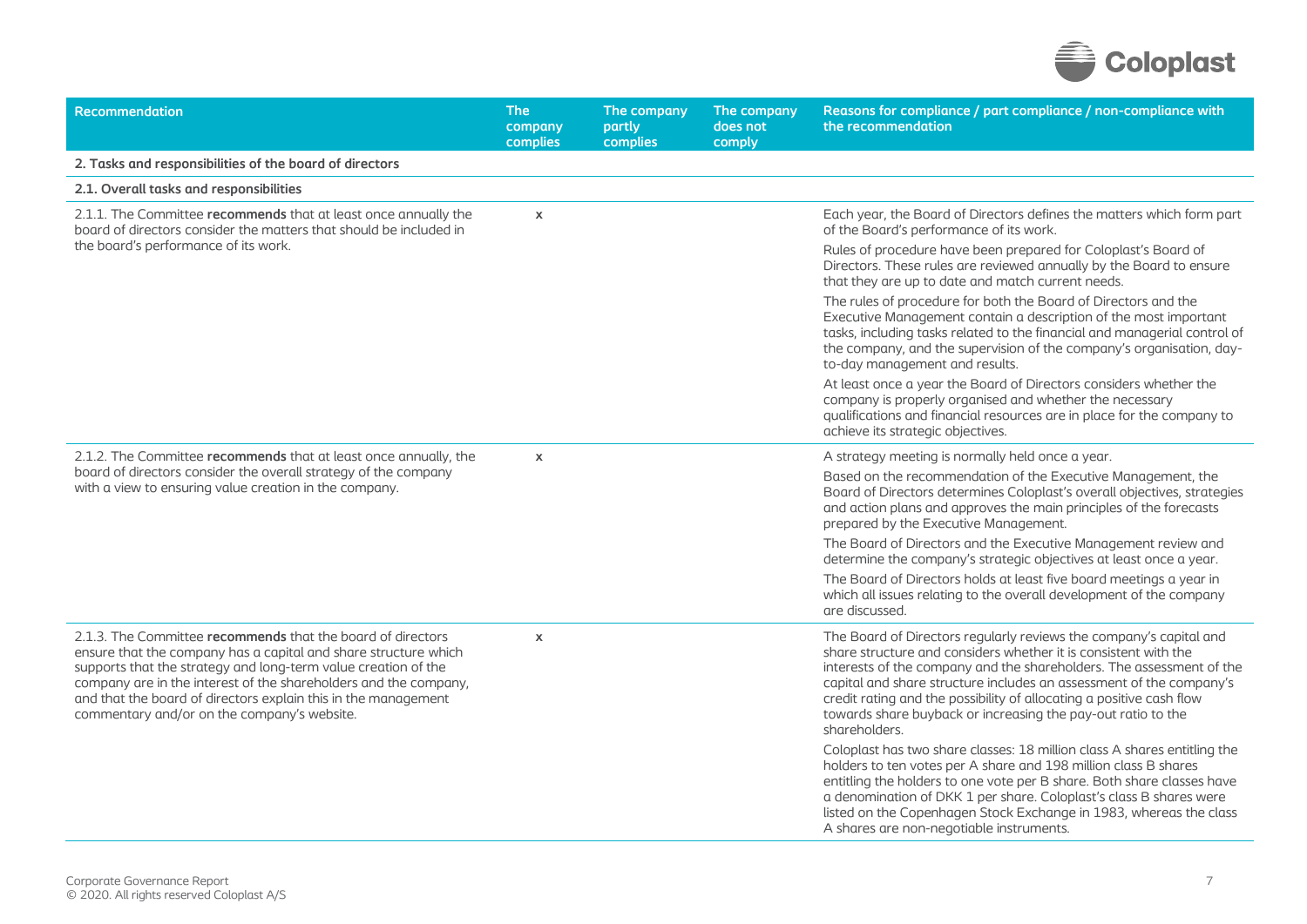| Recommendation | The company complies | The company partly complies | The company does not comply | Reasons for compliance / part compliance / non-compliance with the recommendation |
|---|---|---|---|---|
| **2. Tasks and responsibilities of the board of directors** | | | | |
| **2.1. Overall tasks and responsibilities** | | | | |
| 2.1.1. The Committee **recommends** that at least once annually the board of directors consider the matters that should be included in the board's performance of its work. | x | | | Each year, the Board of Directors defines the matters which form part of the Board's performance of its work.<br><br>Rules of procedure have been prepared for Coloplast's Board of Directors. These rules are reviewed annually by the Board to ensure that they are up to date and match current needs.<br><br>The rules of procedure for both the Board of Directors and the Executive Management contain a description of the most important tasks, including tasks related to the financial and managerial control of the company, and the supervision of the company's organisation, day-to-day management and results.<br><br>At least once a year the Board of Directors considers whether the company is properly organised and whether the necessary qualifications and financial resources are in place for the company to achieve its strategic objectives. |
| 2.1.2. The Committee **recommends** that at least once annually, the board of directors consider the overall strategy of the company with a view to ensuring value creation in the company. | x | | | A strategy meeting is normally held once a year.<br><br>Based on the recommendation of the Executive Management, the Board of Directors determines Coloplast's overall objectives, strategies and action plans and approves the main principles of the forecasts prepared by the Executive Management.<br><br>The Board of Directors and the Executive Management review and determine the company's strategic objectives at least once a year.<br><br>The Board of Directors holds at least five board meetings a year in which all issues relating to the overall development of the company are discussed. |
| 2.1.3. The Committee **recommends** that the board of directors ensure that the company has a capital and share structure which supports that the strategy and long-term value creation of the company are in the interest of the shareholders and the company, and that the board of directors explain this in the management commentary and/or on the company's website. | x | | | The Board of Directors regularly reviews the company's capital and share structure and considers whether it is consistent with the interests of the company and the shareholders. The assessment of the capital and share structure includes an assessment of the company's credit rating and the possibility of allocating a positive cash flow towards share buyback or increasing the pay-out ratio to the shareholders.<br><br>Coloplast has two share classes: 18 million class A shares entitling the holders to ten votes per A share and 198 million class B shares entitling the holders to one vote per B share. Both share classes have a denomination of DKK 1 per share. Coloplast's class B shares were listed on the Copenhagen Stock Exchange in 1983, whereas the class A shares are non-negotiable instruments. |

Corporate Governance Report
© 2020. All rights reserved Coloplast A/S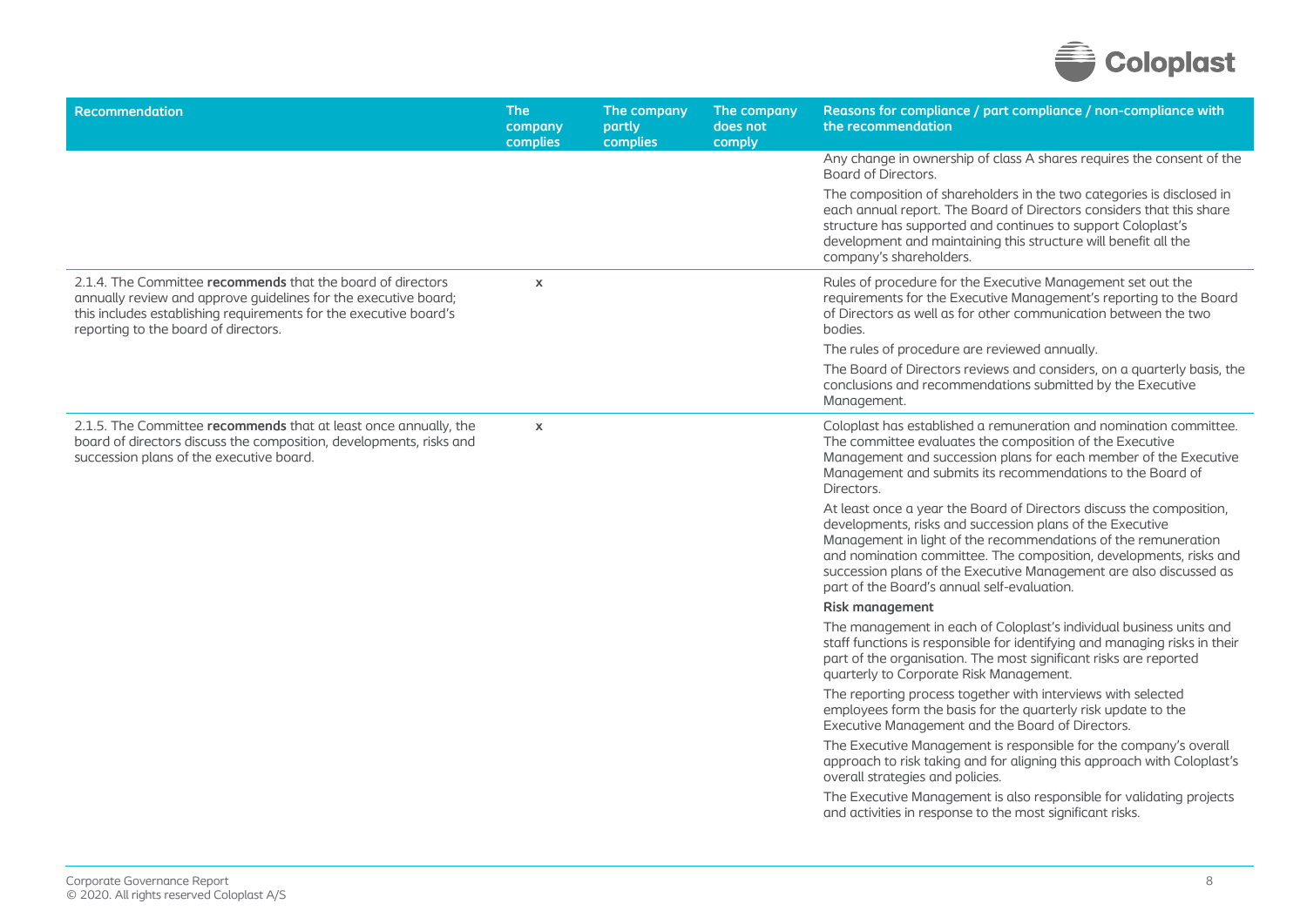| Recommendation | The company complies | The company partly complies | The company does not comply | Reasons for compliance / part compliance / non-compliance with the recommendation |
|---|---|---|---|---|
| | | | | Any change in ownership of class A shares requires the consent of the Board of Directors.<br><br>The composition of shareholders in the two categories is disclosed in each annual report. The Board of Directors considers that this share structure has supported and continues to support Coloplast's development and maintaining this structure will benefit all the company's shareholders. |
| 2.1.4. The Committee **recommends** that the board of directors annually review and approve guidelines for the executive board; this includes establishing requirements for the executive board's reporting to the board of directors. | x | | | Rules of procedure for the Executive Management set out the requirements for the Executive Management's reporting to the Board of Directors as well as for other communication between the two bodies.<br><br>The rules of procedure are reviewed annually.<br><br>The Board of Directors reviews and considers, on a quarterly basis, the conclusions and recommendations submitted by the Executive Management. |
| 2.1.5. The Committee **recommends** that at least once annually, the board of directors discuss the composition, developments, risks and succession plans of the executive board. | x | | | Coloplast has established a remuneration and nomination committee. The committee evaluates the composition of the Executive Management and succession plans for each member of the Executive Management and submits its recommendations to the Board of Directors.<br><br>At least once a year the Board of Directors discuss the composition, developments, risks and succession plans of the Executive Management in light of the recommendations of the remuneration and nomination committee. The composition, developments, risks and succession plans of the Executive Management are also discussed as part of the Board's annual self-evaluation.<br><br>**Risk management**<br><br>The management in each of Coloplast's individual business units and staff functions is responsible for identifying and managing risks in their part of the organisation. The most significant risks are reported quarterly to Corporate Risk Management.<br><br>The reporting process together with interviews with selected employees form the basis for the quarterly risk update to the Executive Management and the Board of Directors.<br><br>The Executive Management is responsible for the company's overall approach to risk taking and for aligning this approach with Coloplast's overall strategies and policies.<br><br>The Executive Management is also responsible for validating projects and activities in response to the most significant risks. |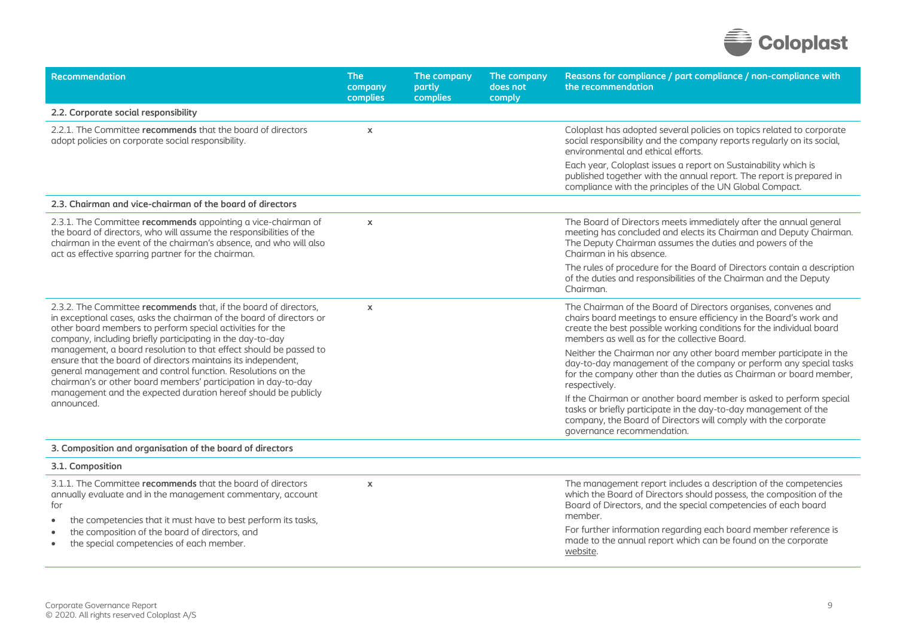| Recommendation | The company complies | The company partly complies | The company does not comply | Reasons for compliance / part compliance / non-compliance with the recommendation |
|---|---|---|---|---|
| **2.2. Corporate social responsibility** | | | | |
| 2.2.1. The Committee **recommends** that the board of directors adopt policies on corporate social responsibility. | x | | | Coloplast has adopted several policies on topics related to corporate social responsibility and the company reports regularly on its social, environmental and ethical efforts.<br><br>Each year, Coloplast issues a report on Sustainability which is published together with the annual report. The report is prepared in compliance with the principles of the UN Global Compact. |
| **2.3. Chairman and vice-chairman of the board of directors** | | | | |
| 2.3.1. The Committee **recommends** appointing a vice-chairman of the board of directors, who will assume the responsibilities of the chairman in the event of the chairman's absence, and who will also act as effective sparring partner for the chairman. | x | | | The Board of Directors meets immediately after the annual general meeting has concluded and elects its Chairman and Deputy Chairman. The Deputy Chairman assumes the duties and powers of the Chairman in his absence.<br><br>The rules of procedure for the Board of Directors contain a description of the duties and responsibilities of the Chairman and the Deputy Chairman. |
| 2.3.2. The Committee **recommends** that, if the board of directors, in exceptional cases, asks the chairman of the board of directors or other board members to perform special activities for the company, including briefly participating in the day-to-day management, a board resolution to that effect should be passed to ensure that the board of directors maintains its independent, general management and control function. Resolutions on the chairman's or other board members' participation in day-to-day management and the expected duration hereof should be publicly announced. | x | | | The Chairman of the Board of Directors organises, convenes and chairs board meetings to ensure efficiency in the Board's work and create the best possible working conditions for the individual board members as well as for the collective Board.<br><br>Neither the Chairman nor any other board member participate in the day-to-day management of the company or perform any special tasks for the company other than the duties as Chairman or board member, respectively.<br><br>If the Chairman or another board member is asked to perform special tasks or briefly participate in the day-to-day management of the company, the Board of Directors will comply with the corporate governance recommendation. |
| **3. Composition and organisation of the board of directors** | | | | |
| **3.1. Composition** | | | | |
| 3.1.1. The Committee **recommends** that the board of directors annually evaluate and in the management commentary, account for<br>• the competencies that it must have to best perform its tasks,<br>• the composition of the board of directors, and<br>• the special competencies of each member. | x | | | The management report includes a description of the competencies which the Board of Directors should possess, the composition of the Board of Directors, and the special competencies of each board member.<br><br>For further information regarding each board member reference is made to the annual report which can be found on the corporate website. |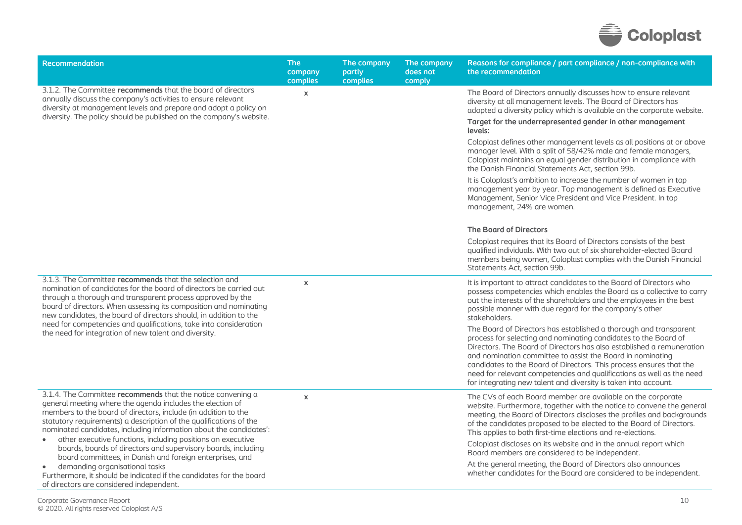| Recommendation | The company complies | The company partly complies | The company does not comply | Reasons for compliance / part compliance / non-compliance with the recommendation |
|---|---|---|---|---|
| 3.1.2. The Committee **recommends** that the board of directors annually discuss the company's activities to ensure relevant diversity at management levels and prepare and adopt a policy on diversity. The policy should be published on the company's website. | x | | | The Board of Directors annually discusses how to ensure relevant diversity at all management levels. The Board of Directors has adopted a diversity policy which is available on the corporate website.<br><br>**Target for the underrepresented gender in other management levels:**<br><br>Coloplast defines other management levels as all positions at or above manager level. With a split of 58/42% male and female managers, Coloplast maintains an equal gender distribution in compliance with the Danish Financial Statements Act, section 99b.<br><br>It is Coloplast's ambition to increase the number of women in top management year by year. Top management is defined as Executive Management, Senior Vice President and Vice President. In top management, 24% are women.<br><br>**The Board of Directors**<br><br>Coloplast requires that its Board of Directors consists of the best qualified individuals. With two out of six shareholder-elected Board members being women, Coloplast complies with the Danish Financial Statements Act, section 99b. |
| 3.1.3. The Committee **recommends** that the selection and nomination of candidates for the board of directors be carried out through a thorough and transparent process approved by the board of directors. When assessing its composition and nominating new candidates, the board of directors should, in addition to the need for competencies and qualifications, take into consideration the need for integration of new talent and diversity. | x | | | It is important to attract candidates to the Board of Directors who possess competencies which enables the Board as a collective to carry out the interests of the shareholders and the employees in the best possible manner with due regard for the company's other stakeholders.<br><br>The Board of Directors has established a thorough and transparent process for selecting and nominating candidates to the Board of Directors. The Board of Directors has also established a remuneration and nomination committee to assist the Board in nominating candidates to the Board of Directors. This process ensures that the need for relevant competencies and qualifications as well as the need for integrating new talent and diversity is taken into account. |
| 3.1.4. The Committee **recommends** that the notice convening a general meeting where the agenda includes the election of members to the board of directors, include (in addition to the statutory requirements) a description of the qualifications of the nominated candidates, including information about the candidates':<br>• other executive functions, including positions on executive boards, boards of directors and supervisory boards, including board committees, in Danish and foreign enterprises, and<br>• demanding organisational tasks<br>Furthermore, it should be indicated if the candidates for the board of directors are considered independent. | x | | | The CVs of each Board member are available on the corporate website. Furthermore, together with the notice to convene the general meeting, the Board of Directors discloses the profiles and backgrounds of the candidates proposed to be elected to the Board of Directors. This applies to both first-time elections and re-elections.<br><br>Coloplast discloses on its website and in the annual report which Board members are considered to be independent.<br><br>At the general meeting, the Board of Directors also announces whether candidates for the Board are considered to be independent. |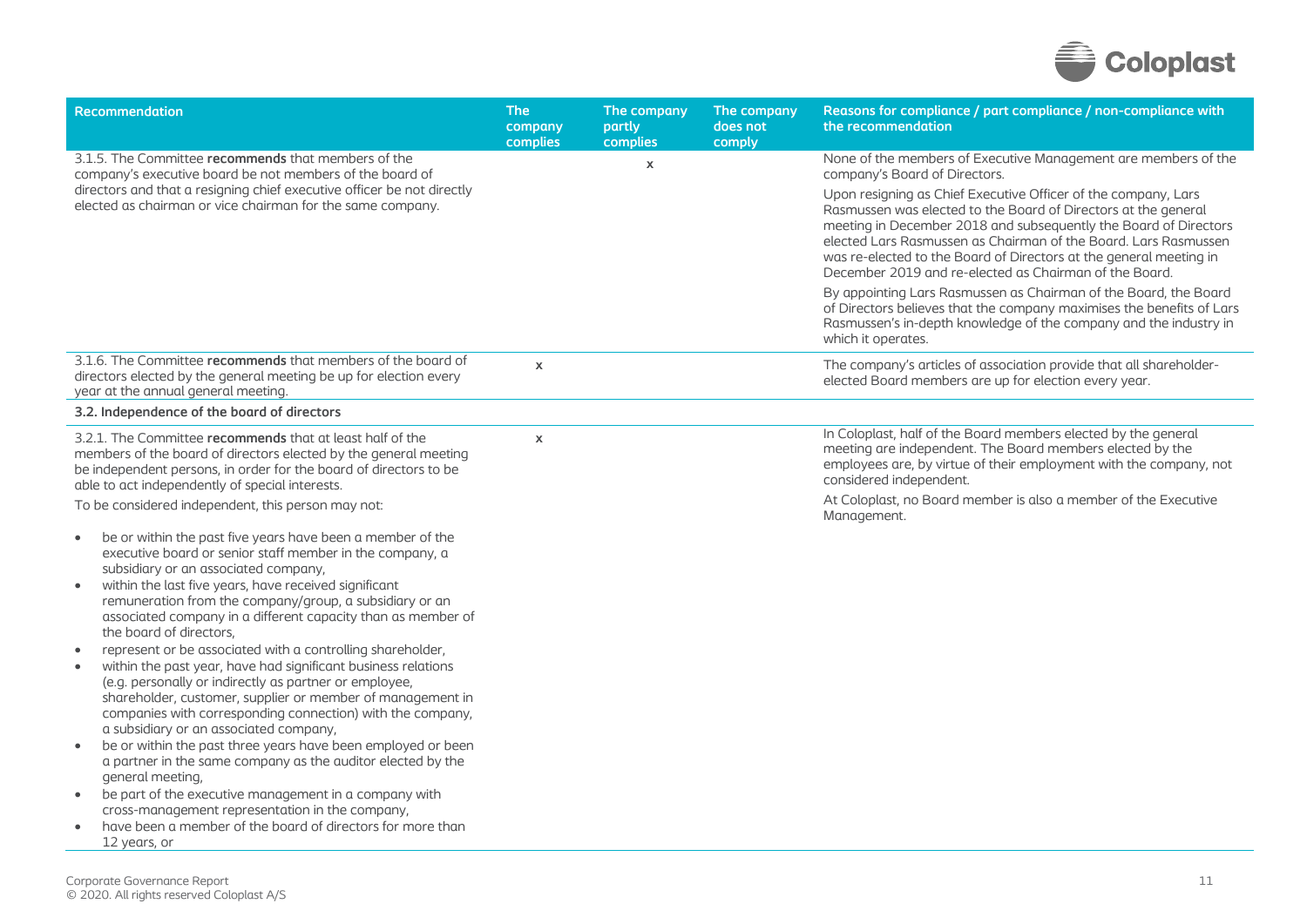| Recommendation | The company complies | The company partly complies | The company does not comply | Reasons for compliance / part compliance / non-compliance with the recommendation |
|---|---|---|---|---|
| 3.1.5. The Committee **recommends** that members of the company's executive board be not members of the board of directors and that a resigning chief executive officer be not directly elected as chairman or vice chairman for the same company. | | x | | None of the members of Executive Management are members of the company's Board of Directors.<br><br>Upon resigning as Chief Executive Officer of the company, Lars Rasmussen was elected to the Board of Directors at the general meeting in December 2018 and subsequently the Board of Directors elected Lars Rasmussen as Chairman of the Board. Lars Rasmussen was re-elected to the Board of Directors at the general meeting in December 2019 and re-elected as Chairman of the Board.<br><br>By appointing Lars Rasmussen as Chairman of the Board, the Board of Directors believes that the company maximises the benefits of Lars Rasmussen's in-depth knowledge of the company and the industry in which it operates. |
| 3.1.6. The Committee **recommends** that members of the board of directors elected by the general meeting be up for election every year at the annual general meeting. | x | | | The company's articles of association provide that all shareholder-elected Board members are up for election every year. |
| **3.2. Independence of the board of directors** | | | | |
| 3.2.1. The Committee **recommends** that at least half of the members of the board of directors elected by the general meeting be independent persons, in order for the board of directors to be able to act independently of special interests.<br><br>To be considered independent, this person may not:<br><br>• be or within the past five years have been a member of the executive board or senior staff member in the company, a subsidiary or an associated company,<br>• within the last five years, have received significant remuneration from the company/group, a subsidiary or an associated company in a different capacity than as member of the board of directors,<br>• represent or be associated with a controlling shareholder,<br>• within the past year, have had significant business relations (e.g. personally or indirectly as partner or employee, shareholder, customer, supplier or member of management in companies with corresponding connection) with the company, a subsidiary or an associated company,<br>• be or within the past three years have been employed or been a partner in the same company as the auditor elected by the general meeting,<br>• be part of the executive management in a company with cross-management representation in the company,<br>• have been a member of the board of directors for more than 12 years, or | x | | | In Coloplast, half of the Board members elected by the general meeting are independent. The Board members elected by the employees are, by virtue of their employment with the company, not considered independent.<br><br>At Coloplast, no Board member is also a member of the Executive Management. |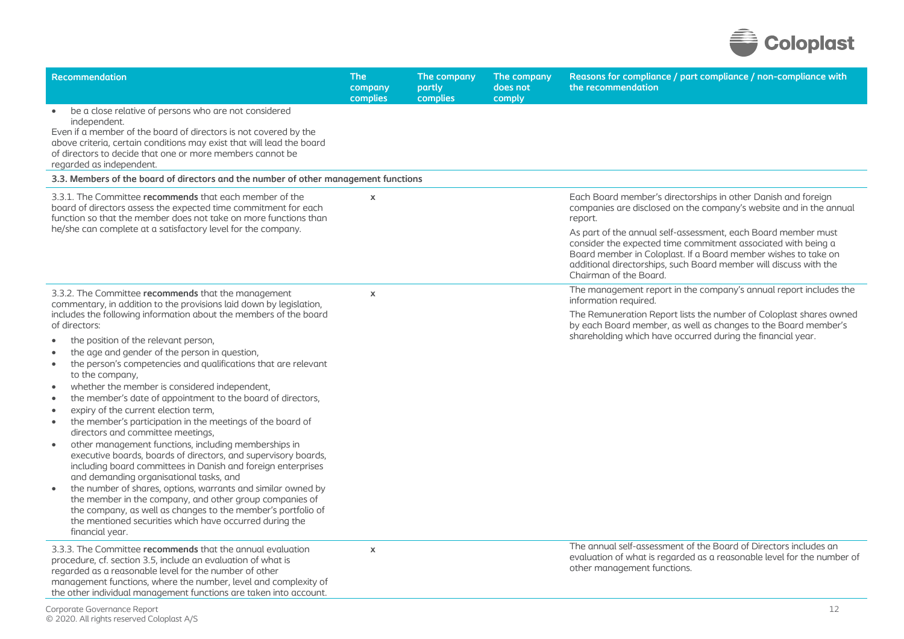| Recommendation | The company complies | The company partly complies | The company does not comply | Reasons for compliance / part compliance / non-compliance with the recommendation |
|---|---|---|---|---|
| • be a close relative of persons who are not considered independent.<br>Even if a member of the board of directors is not covered by the above criteria, certain conditions may exist that will lead the board of directors to decide that one or more members cannot be regarded as independent. | | | | |
| **3.3. Members of the board of directors and the number of other management functions** | | | | |
| 3.3.1. The Committee **recommends** that each member of the board of directors assess the expected time commitment for each function so that the member does not take on more functions than he/she can complete at a satisfactory level for the company. | x | | | Each Board member's directorships in other Danish and foreign companies are disclosed on the company's website and in the annual report.<br><br>As part of the annual self-assessment, each Board member must consider the expected time commitment associated with being a Board member in Coloplast. If a Board member wishes to take on additional directorships, such Board member will discuss with the Chairman of the Board. |
| 3.3.2. The Committee **recommends** that the management commentary, in addition to the provisions laid down by legislation, includes the following information about the members of the board of directors:<br>• the position of the relevant person,<br>• the age and gender of the person in question,<br>• the person's competencies and qualifications that are relevant to the company,<br>• whether the member is considered independent,<br>• the member's date of appointment to the board of directors,<br>• expiry of the current election term,<br>• the member's participation in the meetings of the board of directors and committee meetings,<br>• other management functions, including memberships in executive boards, boards of directors, and supervisory boards, including board committees in Danish and foreign enterprises and demanding organisational tasks, and<br>• the number of shares, options, warrants and similar owned by the member in the company, and other group companies of the company, as well as changes to the member's portfolio of the mentioned securities which have occurred during the financial year. | x | | | The management report in the company's annual report includes the information required.<br><br>The Remuneration Report lists the number of Coloplast shares owned by each Board member, as well as changes to the Board member's shareholding which have occurred during the financial year. |
| 3.3.3. The Committee **recommends** that the annual evaluation procedure, cf. section 3.5, include an evaluation of what is regarded as a reasonable level for the number of other management functions, where the number, level and complexity of the other individual management functions are taken into account. | x | | | The annual self-assessment of the Board of Directors includes an evaluation of what is regarded as a reasonable level for the number of other management functions. |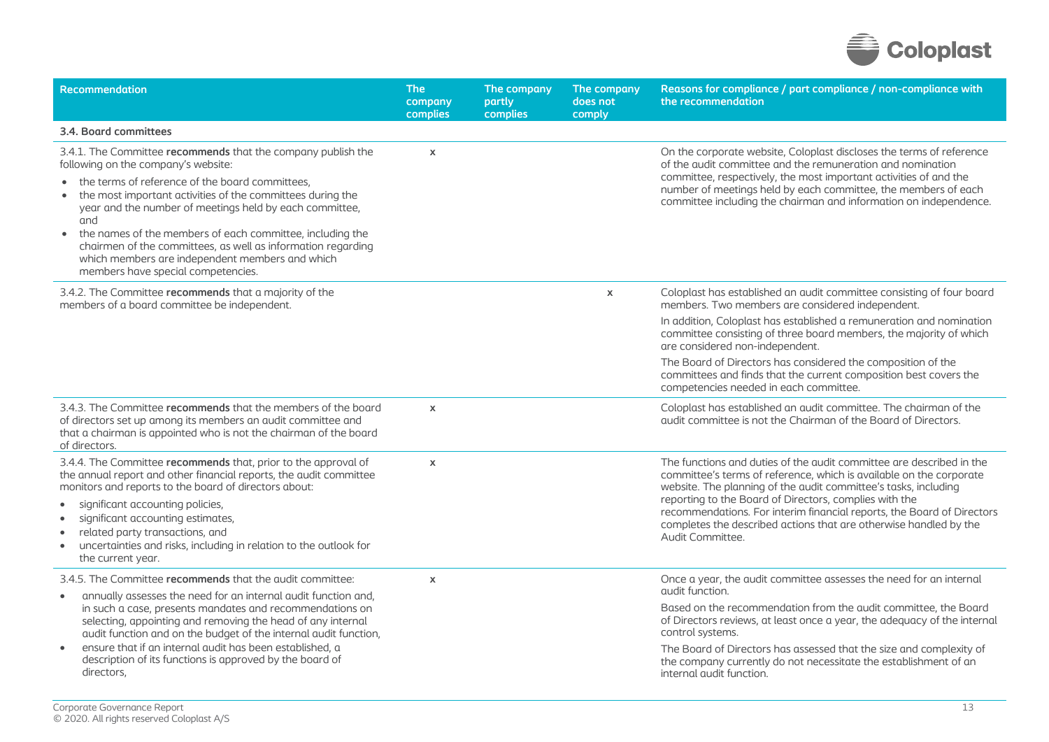| Recommendation | The company complies | The company partly complies | The company does not comply | Reasons for compliance / part compliance / non-compliance with the recommendation |
|---|---|---|---|---|
| **3.4. Board committees** | | | | |
| 3.4.1. The Committee **recommends** that the company publish the following on the company's website:<br>• the terms of reference of the board committees,<br>• the most important activities of the committees during the year and the number of meetings held by each committee, and<br>• the names of the members of each committee, including the chairmen of the committees, as well as information regarding which members are independent members and which members have special competencies. | x | | | On the corporate website, Coloplast discloses the terms of reference of the audit committee and the remuneration and nomination committee, respectively, the most important activities of and the number of meetings held by each committee, the members of each committee including the chairman and information on independence. |
| 3.4.2. The Committee **recommends** that a majority of the members of a board committee be independent. | | | x | Coloplast has established an audit committee consisting of four board members. Two members are considered independent.<br>In addition, Coloplast has established a remuneration and nomination committee consisting of three board members, the majority of which are considered non-independent.<br>The Board of Directors has considered the composition of the committees and finds that the current composition best covers the competencies needed in each committee. |
| 3.4.3. The Committee **recommends** that the members of the board of directors set up among its members an audit committee and that a chairman is appointed who is not the chairman of the board of directors. | x | | | Coloplast has established an audit committee. The chairman of the audit committee is not the Chairman of the Board of Directors. |
| 3.4.4. The Committee **recommends** that, prior to the approval of the annual report and other financial reports, the audit committee monitors and reports to the board of directors about:<br>• significant accounting policies,<br>• significant accounting estimates,<br>• related party transactions, and<br>• uncertainties and risks, including in relation to the outlook for the current year. | x | | | The functions and duties of the audit committee are described in the committee's terms of reference, which is available on the corporate website. The planning of the audit committee's tasks, including reporting to the Board of Directors, complies with the recommendations. For interim financial reports, the Board of Directors completes the described actions that are otherwise handled by the Audit Committee. |
| 3.4.5. The Committee **recommends** that the audit committee:<br>• annually assesses the need for an internal audit function and, in such a case, presents mandates and recommendations on selecting, appointing and removing the head of any internal audit function and on the budget of the internal audit function,<br>• ensure that if an internal audit has been established, a description of its functions is approved by the board of directors, | x | | | Once a year, the audit committee assesses the need for an internal audit function.<br>Based on the recommendation from the audit committee, the Board of Directors reviews, at least once a year, the adequacy of the internal control systems.<br>The Board of Directors has assessed that the size and complexity of the company currently do not necessitate the establishment of an internal audit function. |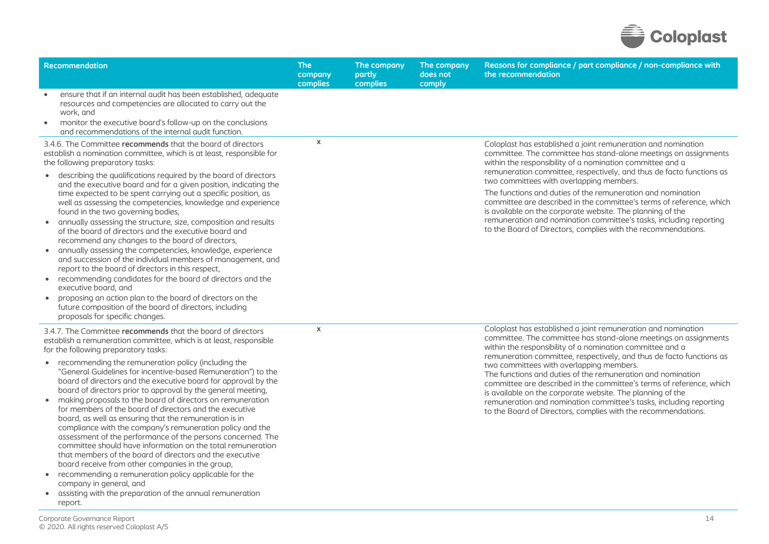| Recommendation | The company complies | The company partly complies | The company does not comply | Reasons for compliance / part compliance / non-compliance with the recommendation |
|---|---|---|---|---|
| • ensure that if an internal audit has been established, adequate resources and competencies are allocated to carry out the work, and<br>• monitor the executive board's follow-up on the conclusions and recommendations of the internal audit function. | | | | |
| 3.4.6. The Committee **recommends** that the board of directors establish a nomination committee, which is at least, responsible for the following preparatory tasks:<br>• describing the qualifications required by the board of directors and the executive board and for a given position, indicating the time expected to be spent carrying out a specific position, as well as assessing the competencies, knowledge and experience found in the two governing bodies,<br>• annually assessing the structure, size, composition and results of the board of directors and the executive board and recommend any changes to the board of directors,<br>• annually assessing the competencies, knowledge, experience and succession of the individual members of management, and report to the board of directors in this respect,<br>• recommending candidates for the board of directors and the executive board, and<br>• proposing an action plan to the board of directors on the future composition of the board of directors, including proposals for specific changes. | x | | | Coloplast has established a joint remuneration and nomination committee. The committee has stand-alone meetings on assignments within the responsibility of a nomination committee and a remuneration committee, respectively, and thus de facto functions as two committees with overlapping members.<br>The functions and duties of the remuneration and nomination committee are described in the committee's terms of reference, which is available on the corporate website. The planning of the remuneration and nomination committee's tasks, including reporting to the Board of Directors, complies with the recommendations. |
| 3.4.7. The Committee **recommends** that the board of directors establish a remuneration committee, which is at least, responsible for the following preparatory tasks:<br>• recommending the remuneration policy (including the "General Guidelines for incentive-based Remuneration") to the board of directors and the executive board for approval by the board of directors prior to approval by the general meeting,<br>• making proposals to the board of directors on remuneration for members of the board of directors and the executive board, as well as ensuring that the remuneration is in compliance with the company's remuneration policy and the assessment of the performance of the persons concerned. The committee should have information on the total remuneration that members of the board of directors and the executive board receive from other companies in the group,<br>• recommending a remuneration policy applicable for the company in general, and<br>• assisting with the preparation of the annual remuneration report. | x | | | Coloplast has established a joint remuneration and nomination committee. The committee has stand-alone meetings on assignments within the responsibility of a nomination committee and a remuneration committee, respectively, and thus de facto functions as two committees with overlapping members.<br>The functions and duties of the remuneration and nomination committee are described in the committee's terms of reference, which is available on the corporate website. The planning of the remuneration and nomination committee's tasks, including reporting to the Board of Directors, complies with the recommendations. |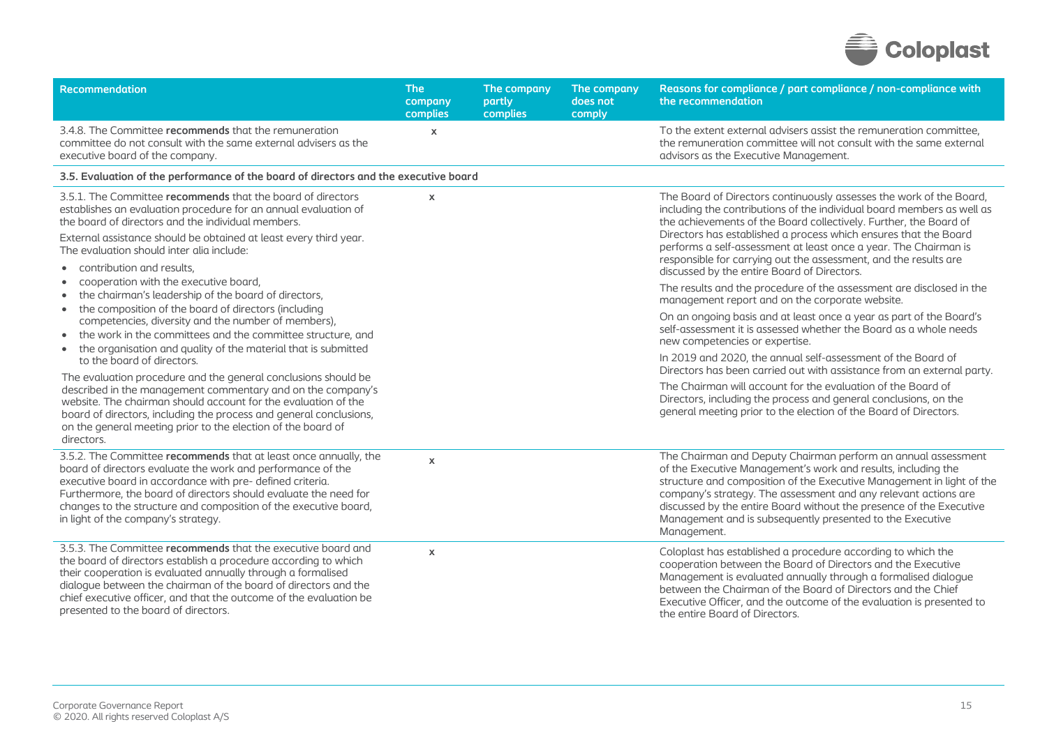| Recommendation | The company complies | The company partly complies | The company does not comply | Reasons for compliance / part compliance / non-compliance with the recommendation |
|---|---|---|---|---|
| 3.4.8. The Committee **recommends** that the remuneration committee do not consult with the same external advisers as the executive board of the company. | x | | | To the extent external advisers assist the remuneration committee, the remuneration committee will not consult with the same external advisors as the Executive Management. |
| **3.5. Evaluation of the performance of the board of directors and the executive board** | | | | |
| 3.5.1. The Committee **recommends** that the board of directors establishes an evaluation procedure for an annual evaluation of the board of directors and the individual members.<br><br>External assistance should be obtained at least every third year. The evaluation should inter alia include:<br>• contribution and results,<br>• cooperation with the executive board,<br>• the chairman's leadership of the board of directors,<br>• the composition of the board of directors (including competencies, diversity and the number of members),<br>• the work in the committees and the committee structure, and<br>• the organisation and quality of the material that is submitted to the board of directors.<br><br>The evaluation procedure and the general conclusions should be described in the management commentary and on the company's website. The chairman should account for the evaluation of the board of directors, including the process and general conclusions, on the general meeting prior to the election of the board of directors. | x | | | The Board of Directors continuously assesses the work of the Board, including the contributions of the individual board members as well as the achievements of the Board collectively. Further, the Board of Directors has established a process which ensures that the Board performs a self-assessment at least once a year. The Chairman is responsible for carrying out the assessment, and the results are discussed by the entire Board of Directors.<br><br>The results and the procedure of the assessment are disclosed in the management report and on the corporate website.<br><br>On an ongoing basis and at least once a year as part of the Board's self-assessment it is assessed whether the Board as a whole needs new competencies or expertise.<br><br>In 2019 and 2020, the annual self-assessment of the Board of Directors has been carried out with assistance from an external party.<br><br>The Chairman will account for the evaluation of the Board of Directors, including the process and general conclusions, on the general meeting prior to the election of the Board of Directors. |
| 3.5.2. The Committee **recommends** that at least once annually, the board of directors evaluate the work and performance of the executive board in accordance with pre- defined criteria. Furthermore, the board of directors should evaluate the need for changes to the structure and composition of the executive board, in light of the company's strategy. | x | | | The Chairman and Deputy Chairman perform an annual assessment of the Executive Management's work and results, including the structure and composition of the Executive Management in light of the company's strategy. The assessment and any relevant actions are discussed by the entire Board without the presence of the Executive Management and is subsequently presented to the Executive Management. |
| 3.5.3. The Committee **recommends** that the executive board and the board of directors establish a procedure according to which their cooperation is evaluated annually through a formalised dialogue between the chairman of the board of directors and the chief executive officer, and that the outcome of the evaluation be presented to the board of directors. | x | | | Coloplast has established a procedure according to which the cooperation between the Board of Directors and the Executive Management is evaluated annually through a formalised dialogue between the Chairman of the Board of Directors and the Chief Executive Officer, and the outcome of the evaluation is presented to the entire Board of Directors. |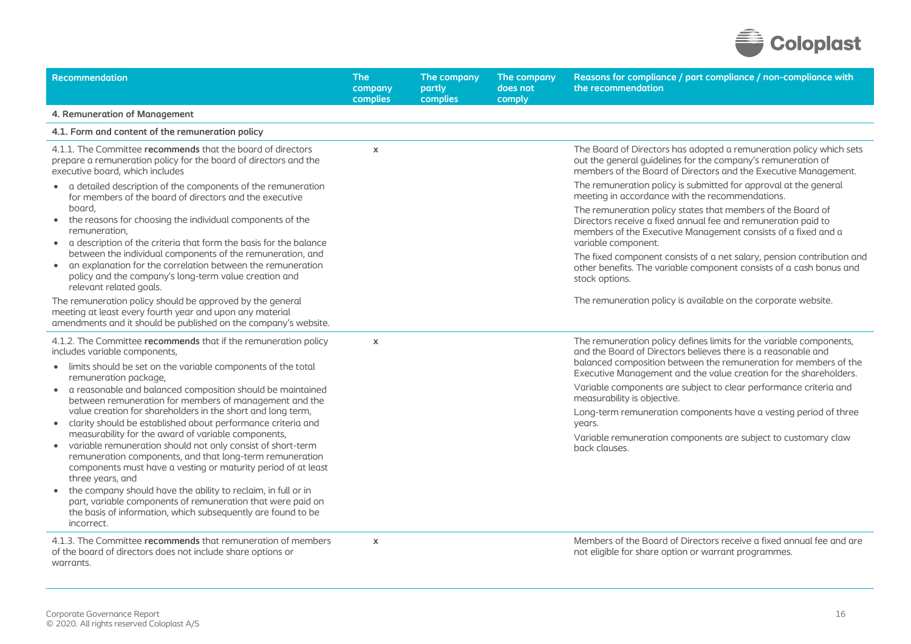| Recommendation | The company complies | The company partly complies | The company does not comply | Reasons for compliance / part compliance / non-compliance with the recommendation |
|---|---|---|---|---|
| **4. Remuneration of Management** | | | | |
| **4.1. Form and content of the remuneration policy** | | | | |
| 4.1.1. The Committee **recommends** that the board of directors prepare a remuneration policy for the board of directors and the executive board, which includes<br>• a detailed description of the components of the remuneration for members of the board of directors and the executive board,<br>• the reasons for choosing the individual components of the remuneration,<br>• a description of the criteria that form the basis for the balance between the individual components of the remuneration, and<br>• an explanation for the correlation between the remuneration policy and the company's long-term value creation and relevant related goals.<br>The remuneration policy should be approved by the general meeting at least every fourth year and upon any material amendments and it should be published on the company's website. | x | | | The Board of Directors has adopted a remuneration policy which sets out the general guidelines for the company's remuneration of members of the Board of Directors and the Executive Management.<br>The remuneration policy is submitted for approval at the general meeting in accordance with the recommendations.<br>The remuneration policy states that members of the Board of Directors receive a fixed annual fee and remuneration paid to members of the Executive Management consists of a fixed and a variable component.<br>The fixed component consists of a net salary, pension contribution and other benefits. The variable component consists of a cash bonus and stock options.<br>The remuneration policy is available on the corporate website. |
| 4.1.2. The Committee **recommends** that if the remuneration policy includes variable components,<br>• limits should be set on the variable components of the total remuneration package,<br>• a reasonable and balanced composition should be maintained between remuneration for members of management and the value creation for shareholders in the short and long term,<br>• clarity should be established about performance criteria and measurability for the award of variable components,<br>• variable remuneration should not only consist of short-term remuneration components, and that long-term remuneration components must have a vesting or maturity period of at least three years, and<br>• the company should have the ability to reclaim, in full or in part, variable components of remuneration that were paid on the basis of information, which subsequently are found to be incorrect. | x | | | The remuneration policy defines limits for the variable components, and the Board of Directors believes there is a reasonable and balanced composition between the remuneration for members of the Executive Management and the value creation for the shareholders.<br>Variable components are subject to clear performance criteria and measurability is objective.<br>Long-term remuneration components have a vesting period of three years.<br>Variable remuneration components are subject to customary claw back clauses. |
| 4.1.3. The Committee **recommends** that remuneration of members of the board of directors does not include share options or warrants. | x | | | Members of the Board of Directors receive a fixed annual fee and are not eligible for share option or warrant programmes. |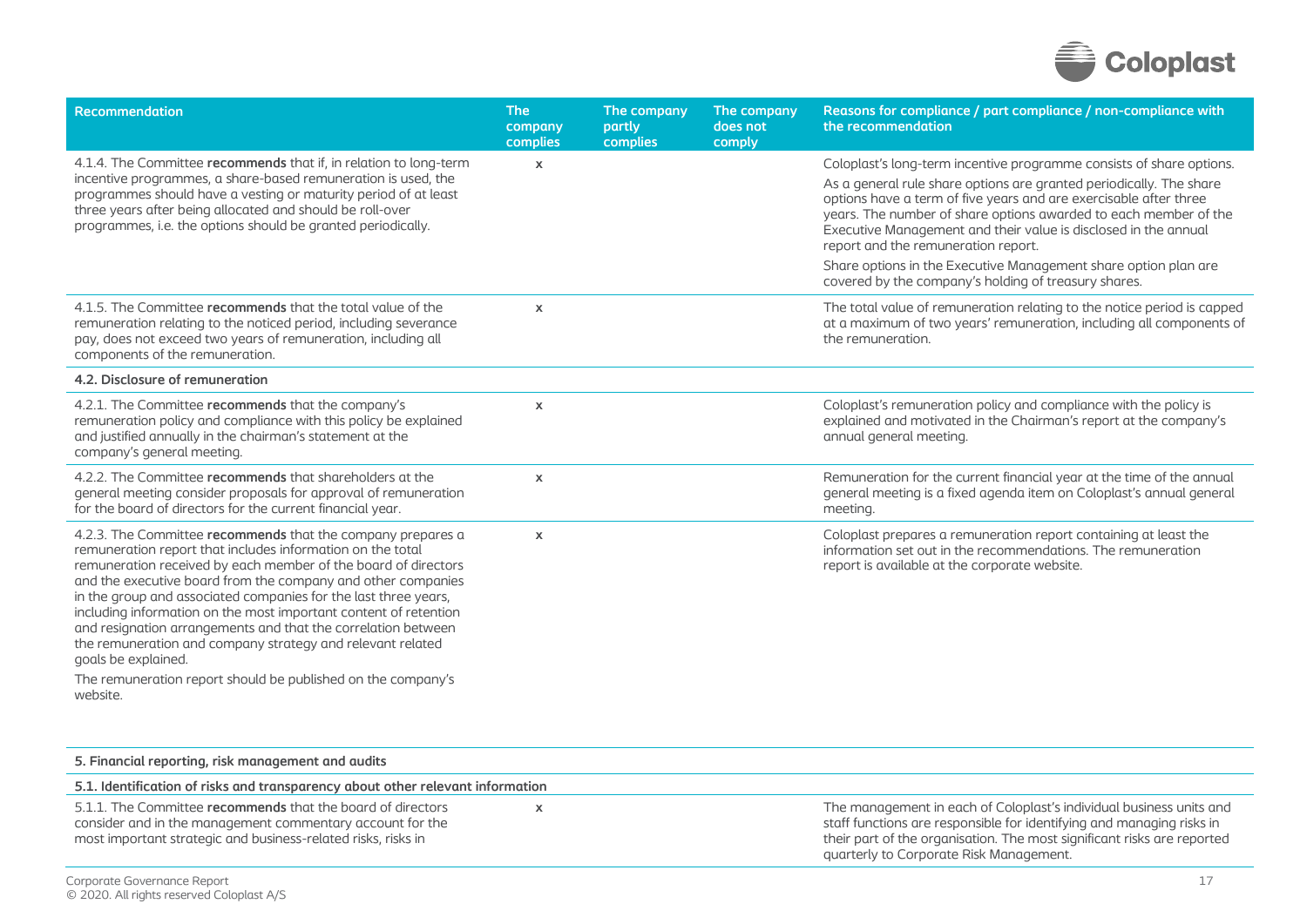| Recommendation | The company complies | The company partly complies | The company does not comply | Reasons for compliance / part compliance / non-compliance with the recommendation |
|---|---|---|---|---|
| 4.1.4. The Committee **recommends** that if, in relation to long-term incentive programmes, a share-based remuneration is used, the programmes should have a vesting or maturity period of at least three years after being allocated and should be roll-over programmes, i.e. the options should be granted periodically. | x | | | Coloplast's long-term incentive programme consists of share options. As a general rule share options are granted periodically. The share options have a term of five years and are exercisable after three years. The number of share options awarded to each member of the Executive Management and their value is disclosed in the annual report and the remuneration report. Share options in the Executive Management share option plan are covered by the company's holding of treasury shares. |
| 4.1.5. The Committee **recommends** that the total value of the remuneration relating to the noticed period, including severance pay, does not exceed two years of remuneration, including all components of the remuneration. | x | | | The total value of remuneration relating to the notice period is capped at a maximum of two years' remuneration, including all components of the remuneration. |
| **4.2. Disclosure of remuneration** | | | | |
| 4.2.1. The Committee **recommends** that the company's remuneration policy and compliance with this policy be explained and justified annually in the chairman's statement at the company's general meeting. | x | | | Coloplast's remuneration policy and compliance with the policy is explained and motivated in the Chairman's report at the company's annual general meeting. |
| 4.2.2. The Committee **recommends** that shareholders at the general meeting consider proposals for approval of remuneration for the board of directors for the current financial year. | x | | | Remuneration for the current financial year at the time of the annual general meeting is a fixed agenda item on Coloplast's annual general meeting. |
| 4.2.3. The Committee **recommends** that the company prepares a remuneration report that includes information on the total remuneration received by each member of the board of directors and the executive board from the company and other companies in the group and associated companies for the last three years, including information on the most important content of retention and resignation arrangements and that the correlation between the remuneration and company strategy and relevant related goals be explained. The remuneration report should be published on the company's website. | x | | | Coloplast prepares a remuneration report containing at least the information set out in the recommendations. The remuneration report is available at the corporate website. |
| **5. Financial reporting, risk management and audits** | | | | |
| **5.1. Identification of risks and transparency about other relevant information** | | | | |
| 5.1.1. The Committee **recommends** that the board of directors consider and in the management commentary account for the most important strategic and business-related risks, risks in | x | | | The management in each of Coloplast's individual business units and staff functions are responsible for identifying and managing risks in their part of the organisation. The most significant risks are reported quarterly to Corporate Risk Management. |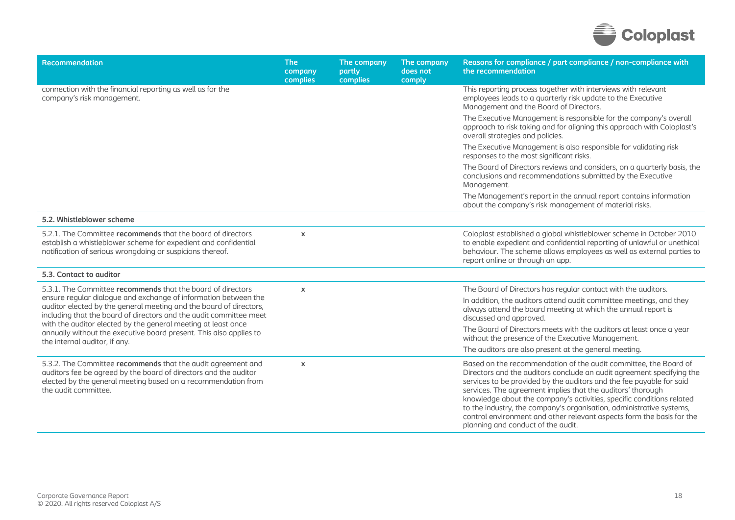| Recommendation | The company complies | The company partly complies | The company does not comply | Reasons for compliance / part compliance / non-compliance with the recommendation |
|---|---|---|---|---|
| connection with the financial reporting as well as for the company's risk management. | | | | This reporting process together with interviews with relevant employees leads to a quarterly risk update to the Executive Management and the Board of Directors. The Executive Management is responsible for the company's overall approach to risk taking and for aligning this approach with Coloplast's overall strategies and policies. The Executive Management is also responsible for validating risk responses to the most significant risks. The Board of Directors reviews and considers, on a quarterly basis, the conclusions and recommendations submitted by the Executive Management. The Management's report in the annual report contains information about the company's risk management of material risks. |
| **5.2. Whistleblower scheme** | | | | |
| 5.2.1. The Committee **recommends** that the board of directors establish a whistleblower scheme for expedient and confidential notification of serious wrongdoing or suspicions thereof. | x | | | Coloplast established a global whistleblower scheme in October 2010 to enable expedient and confidential reporting of unlawful or unethical behaviour. The scheme allows employees as well as external parties to report online or through an app. |
| **5.3. Contact to auditor** | | | | |
| 5.3.1. The Committee **recommends** that the board of directors ensure regular dialogue and exchange of information between the auditor elected by the general meeting and the board of directors, including that the board of directors and the audit committee meet with the auditor elected by the general meeting at least once annually without the executive board present. This also applies to the internal auditor, if any. | x | | | The Board of Directors has regular contact with the auditors. In addition, the auditors attend audit committee meetings, and they always attend the board meeting at which the annual report is discussed and approved. The Board of Directors meets with the auditors at least once a year without the presence of the Executive Management. The auditors are also present at the general meeting. |
| 5.3.2. The Committee **recommends** that the audit agreement and auditors fee be agreed by the board of directors and the auditor elected by the general meeting based on a recommendation from the audit committee. | x | | | Based on the recommendation of the audit committee, the Board of Directors and the auditors conclude an audit agreement specifying the services to be provided by the auditors and the fee payable for said services. The agreement implies that the auditors' thorough knowledge about the company's activities, specific conditions related to the industry, the company's organisation, administrative systems, control environment and other relevant aspects form the basis for the planning and conduct of the audit. |

Corporate Governance Report
© 2020. All rights reserved Coloplast A/S